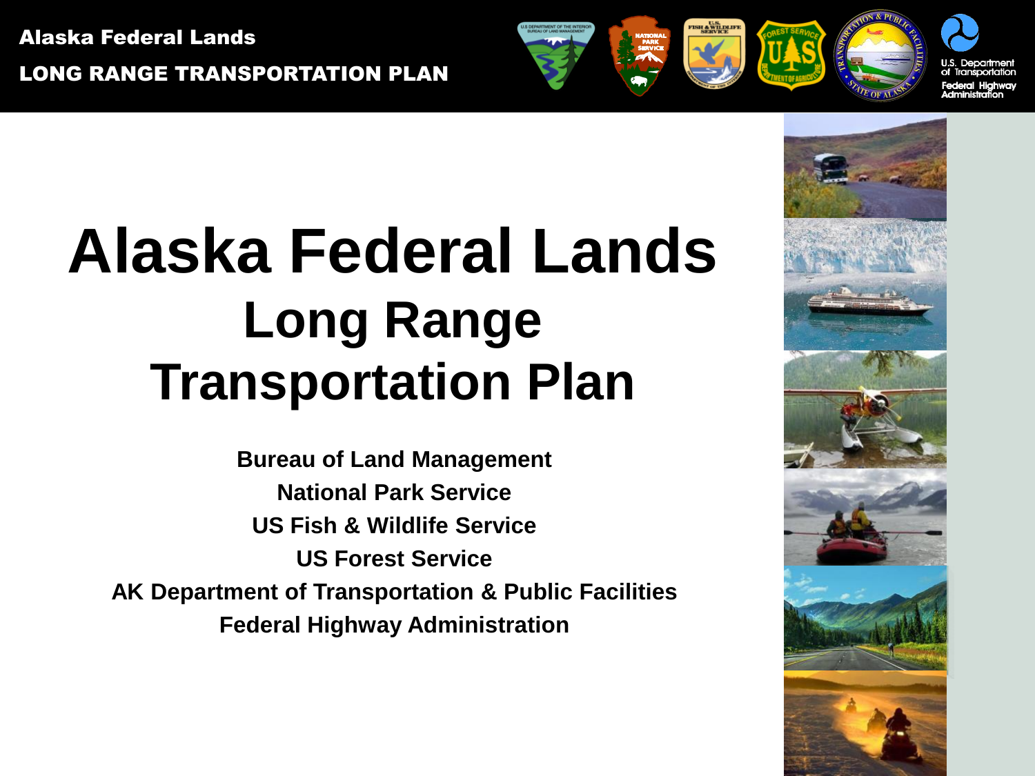Alaska Federal Lands

LONG RANGE TRANSPORTATION PLAN

# Alaska Federal Lands

## Long Range Transportation Plan

**Bureau of Land Management**

**National Park Service**

**US Fish & Wildlife Service**

**US Forest Service**

**AK Department of Transportation & Public Facilities**

**Federal Highway Administration**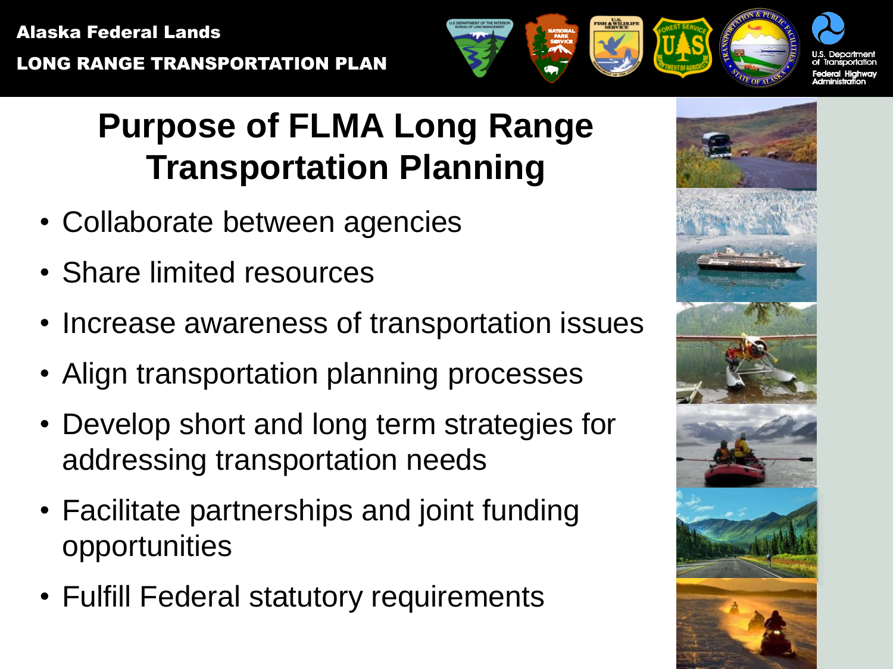# Purpose of FLMA Long Range Transportation Planning

- Collaborate between agencies
- Share limited resources
- Increase awareness of transportation issues
- Align transportation planning processes
- Develop short and long term strategies for addressing transportation needs
- Facilitate partnerships and joint funding opportunities
- Fulfill Federal statutory requirements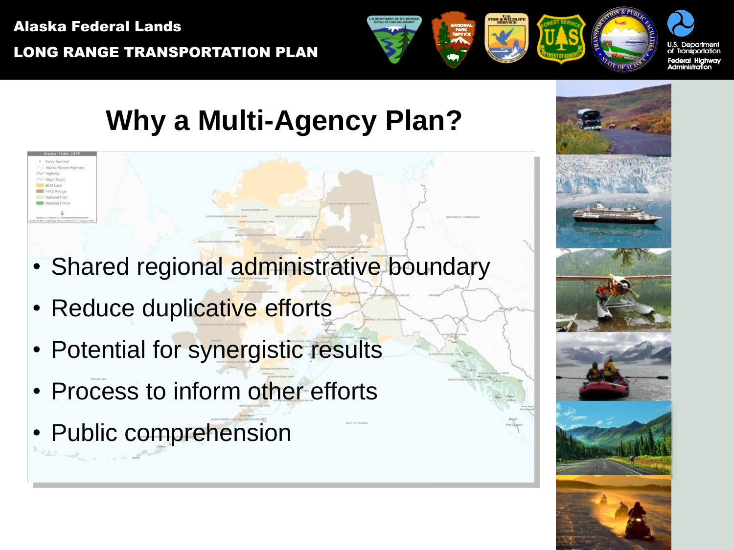# Why a Multi-Agency Plan?

- Shared regional administrative boundary
- Reduce duplicative efforts
- Potential for synergistic results
- Process to inform other efforts
- Public comprehension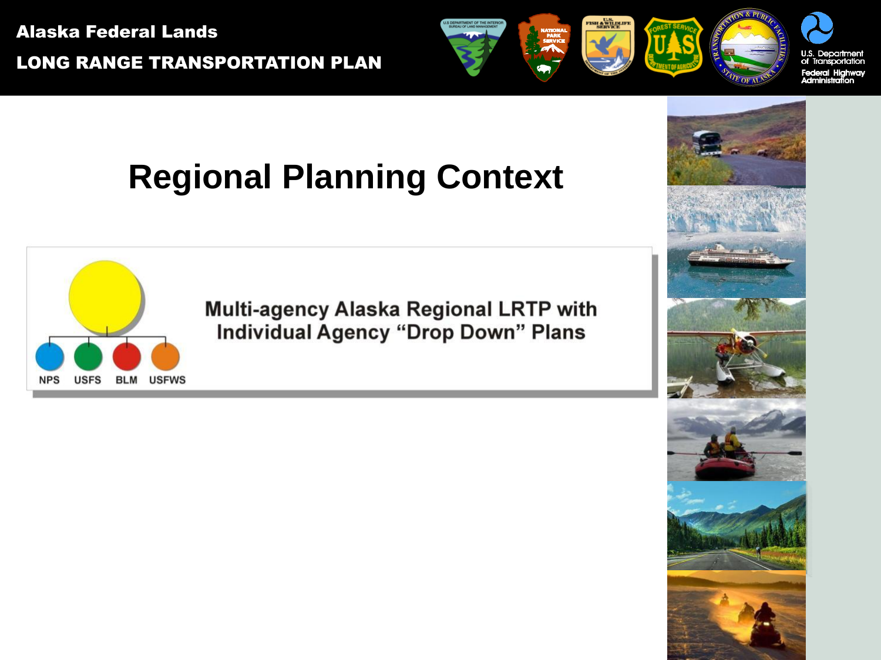# Regional Planning Context

NPS USFS BLM USFWS

Multi-agency Alaska Regional LRTP with Individual Agency "Drop Down" Plans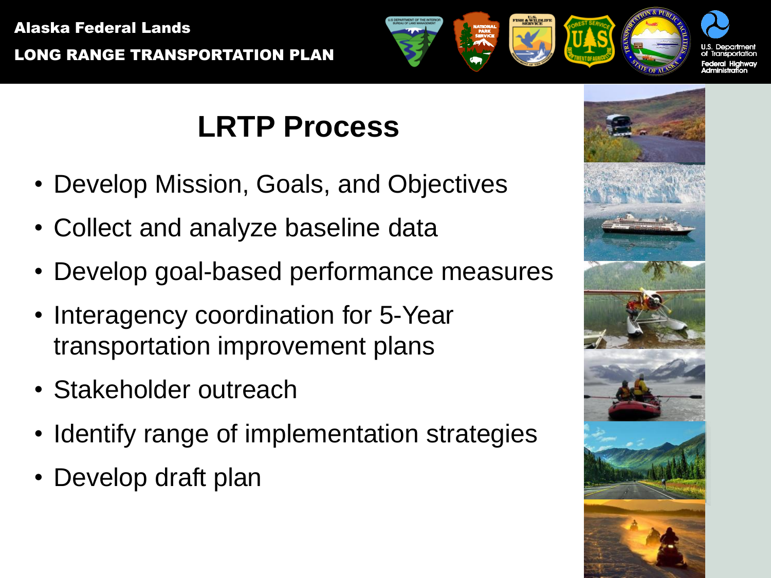# LRTP Process

- Develop Mission, Goals, and Objectives
- Collect and analyze baseline data
- Develop goal-based performance measures
- Interagency coordination for 5-Year transportation improvement plans
- Stakeholder outreach
- Identify range of implementation strategies
- Develop draft plan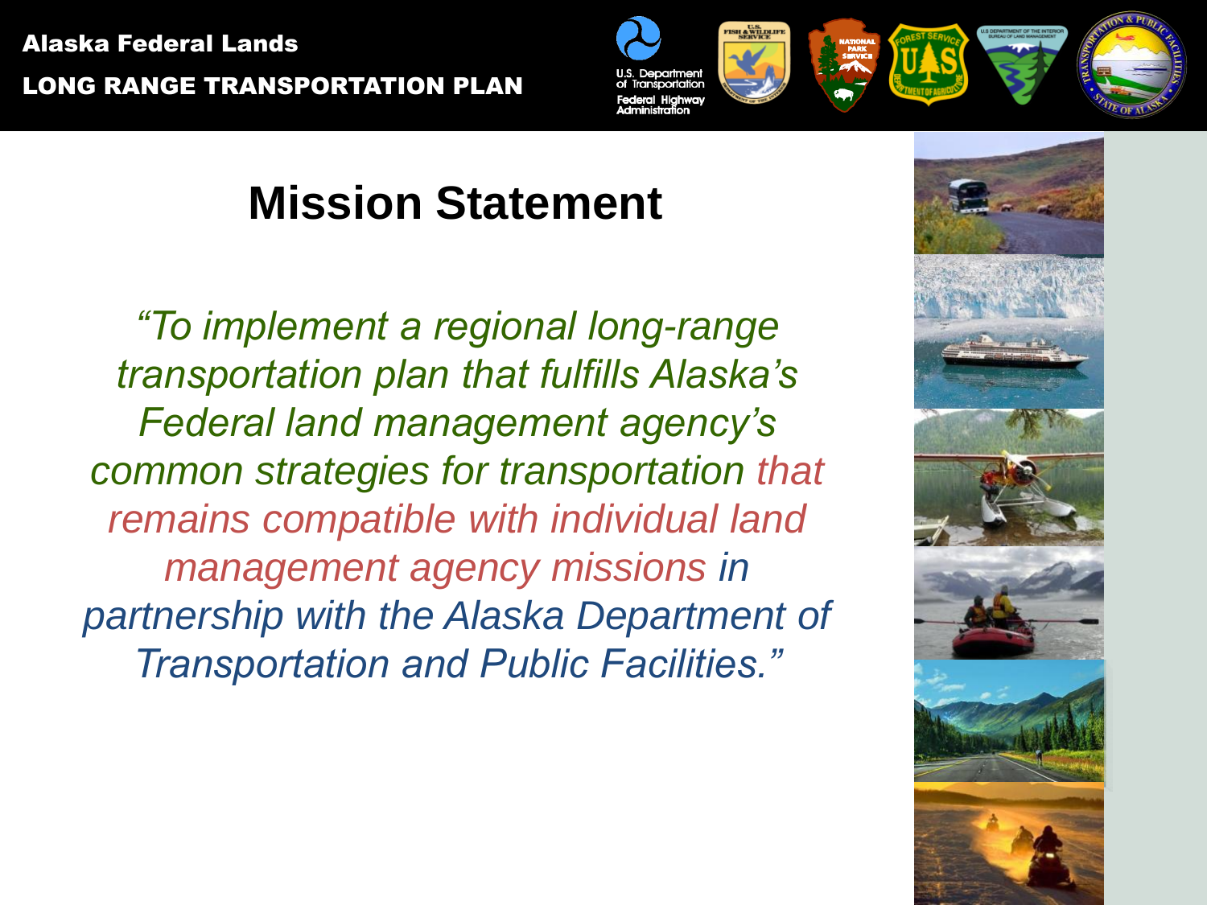# Mission Statement

*"To implement a regional long-range transportation plan that fulfills Alaska's Federal land management agency's common strategies for transportation that remains compatible with individual land management agency missions in partnership with the Alaska Department of Transportation and Public Facilities."*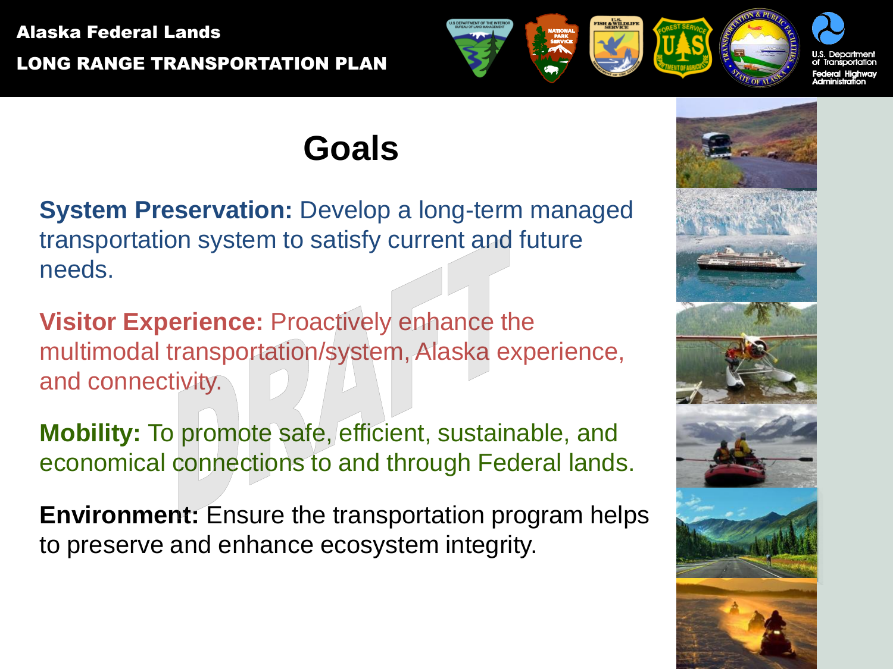# Goals

**System Preservation:** Develop a long-term managed transportation system to satisfy current and future needs.

**Visitor Experience:** Proactively enhance the multimodal transportation/system, Alaska experience, and connectivity.

**Mobility:** To promote safe, efficient, sustainable, and economical connections to and through Federal lands.

**Environment:** Ensure the transportation program helps to preserve and enhance ecosystem integrity.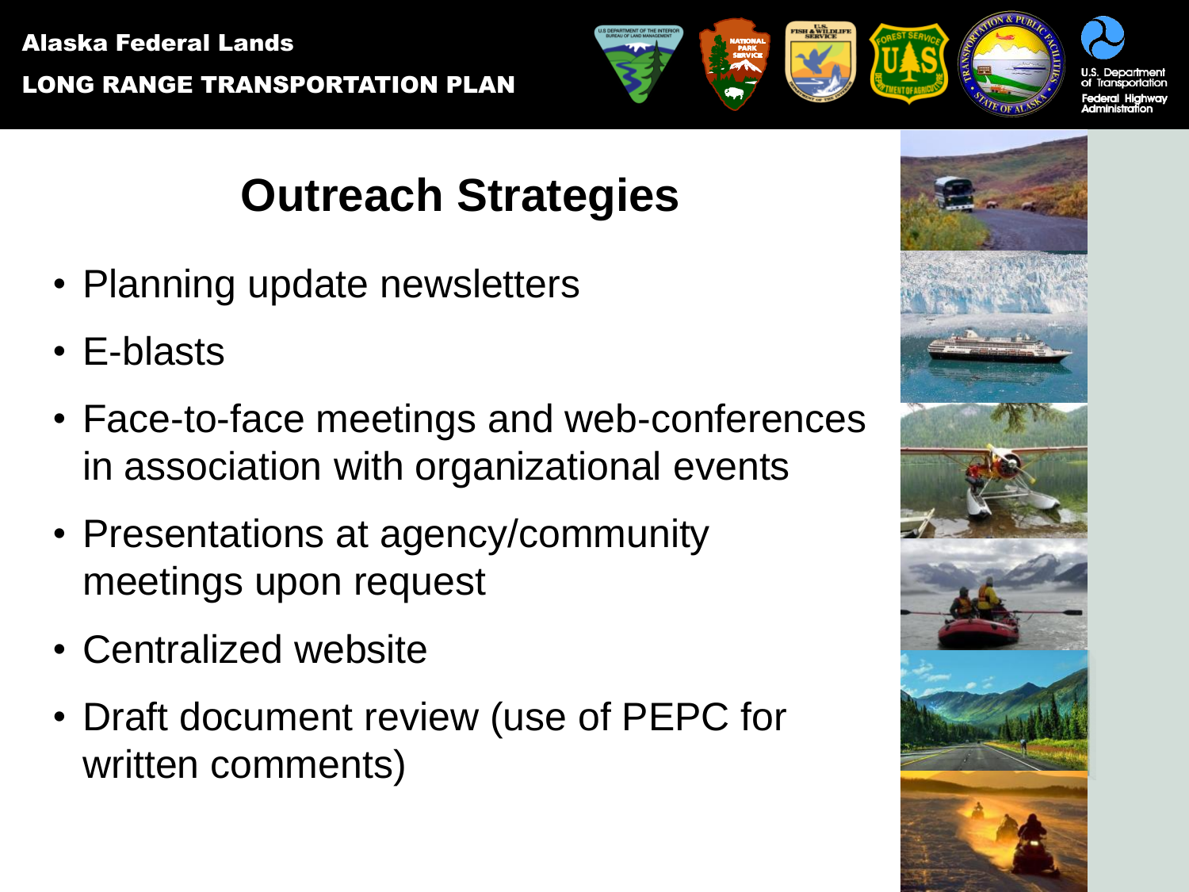# Outreach Strategies

- Planning update newsletters
- E-blasts
- Face-to-face meetings and web-conferences in association with organizational events
- Presentations at agency/community meetings upon request
- Centralized website
- Draft document review (use of PEPC for written comments)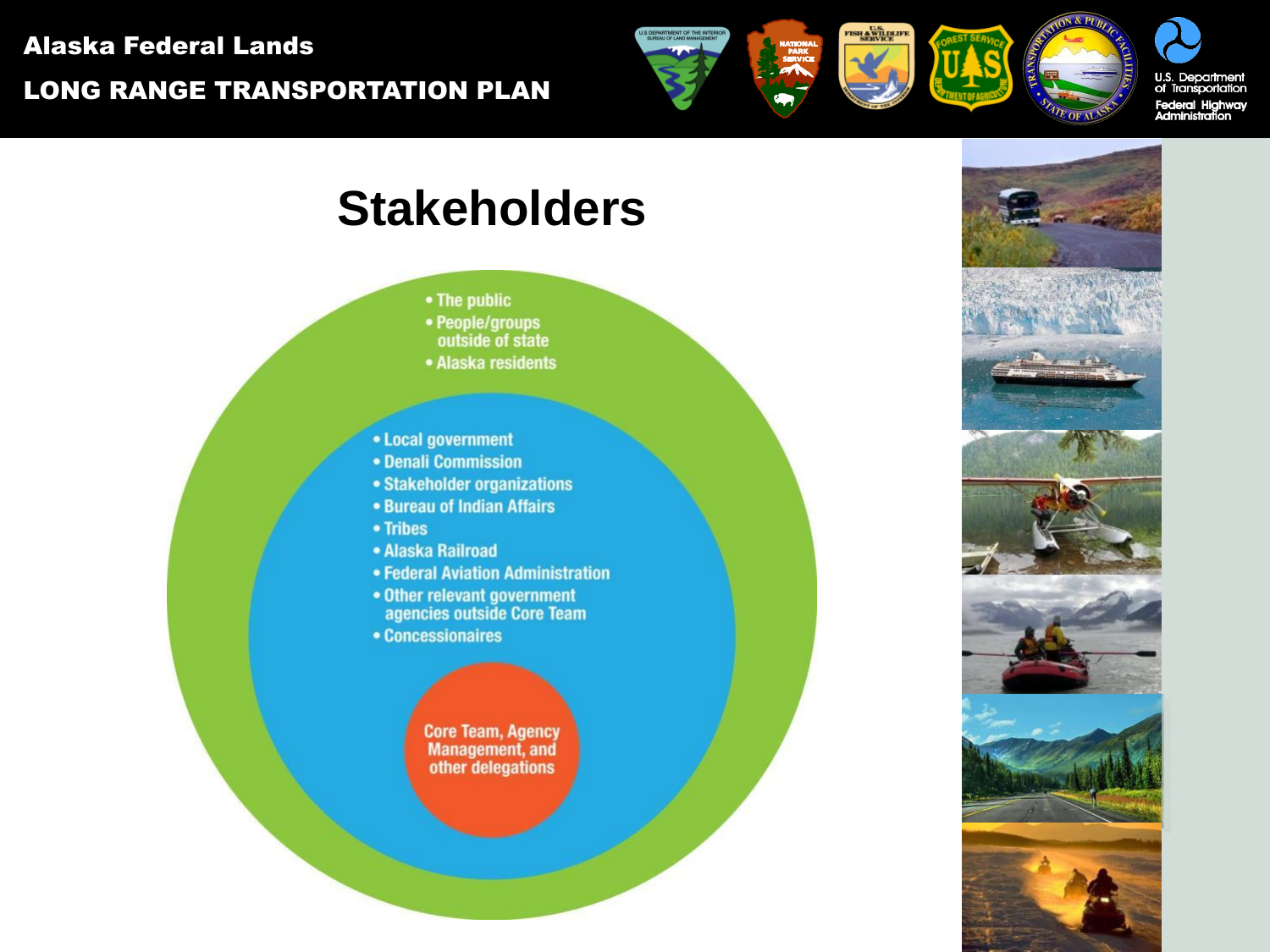# Stakeholders

- The public
- People/groups outside of state
- Alaska residents

- Local government
- Denali Commission
- Stakeholder organizations
- Bureau of Indian Affairs
- Tribes
- Alaska Railroad
- Federal Aviation Administration
- Other relevant government agencies outside Core Team
- Concessionaires

Core Team, Agency Management, and other delegations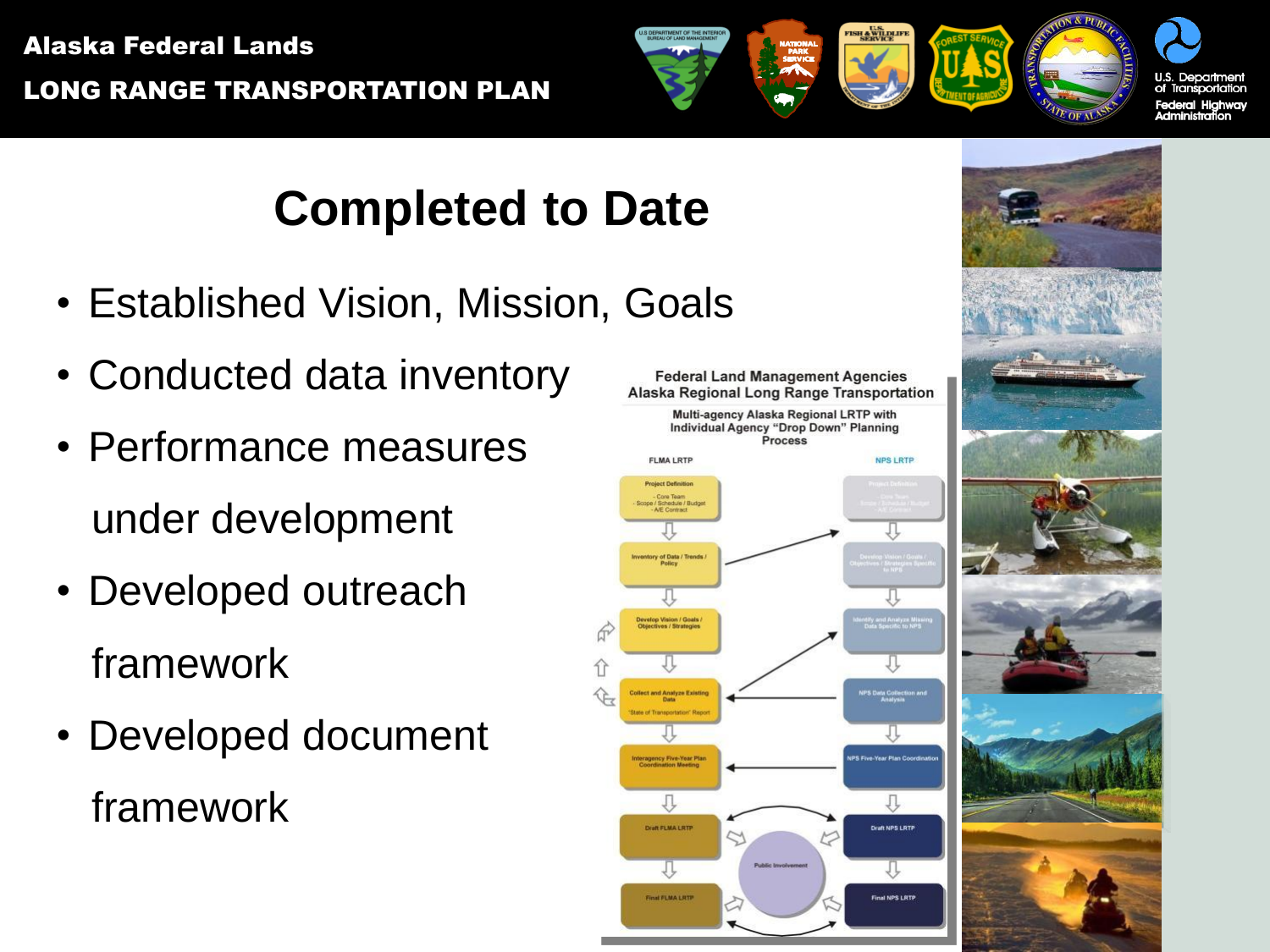# Completed to Date

- Established Vision, Mission, Goals
- Conducted data inventory
- Performance measures under development
- Developed outreach framework
- Developed document framework

Federal Land Management Agencies
Alaska Regional Long Range Transportation

Multi-agency Alaska Regional LRTP with Individual Agency "Drop Down" Planning Process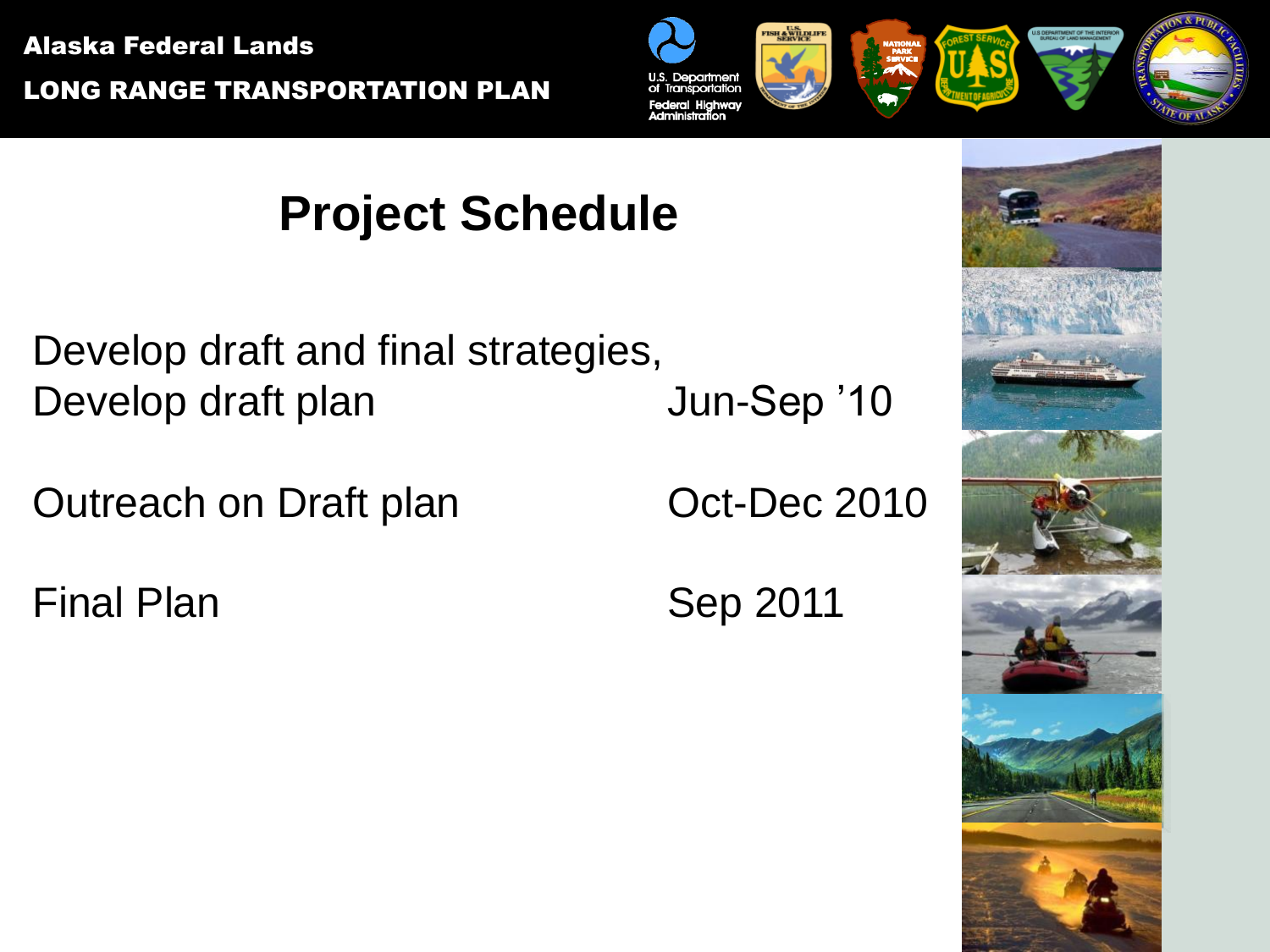# Project Schedule

| | |
|---|---|
| Develop draft and final strategies, Develop draft plan | Jun-Sep ’10 |
| Outreach on Draft plan | Oct-Dec 2010 |
| Final Plan | Sep 2011 |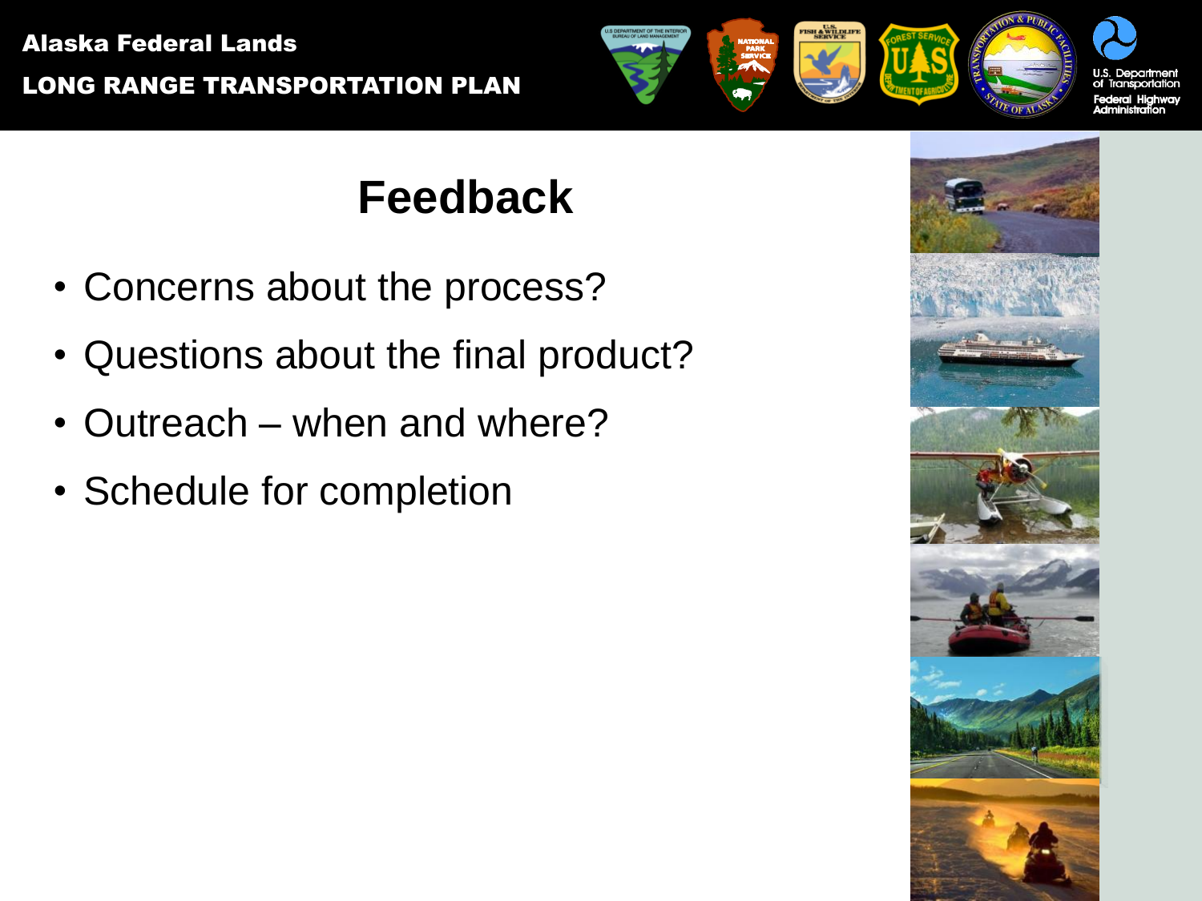# Feedback

- Concerns about the process?
- Questions about the final product?
- Outreach – when and where?
- Schedule for completion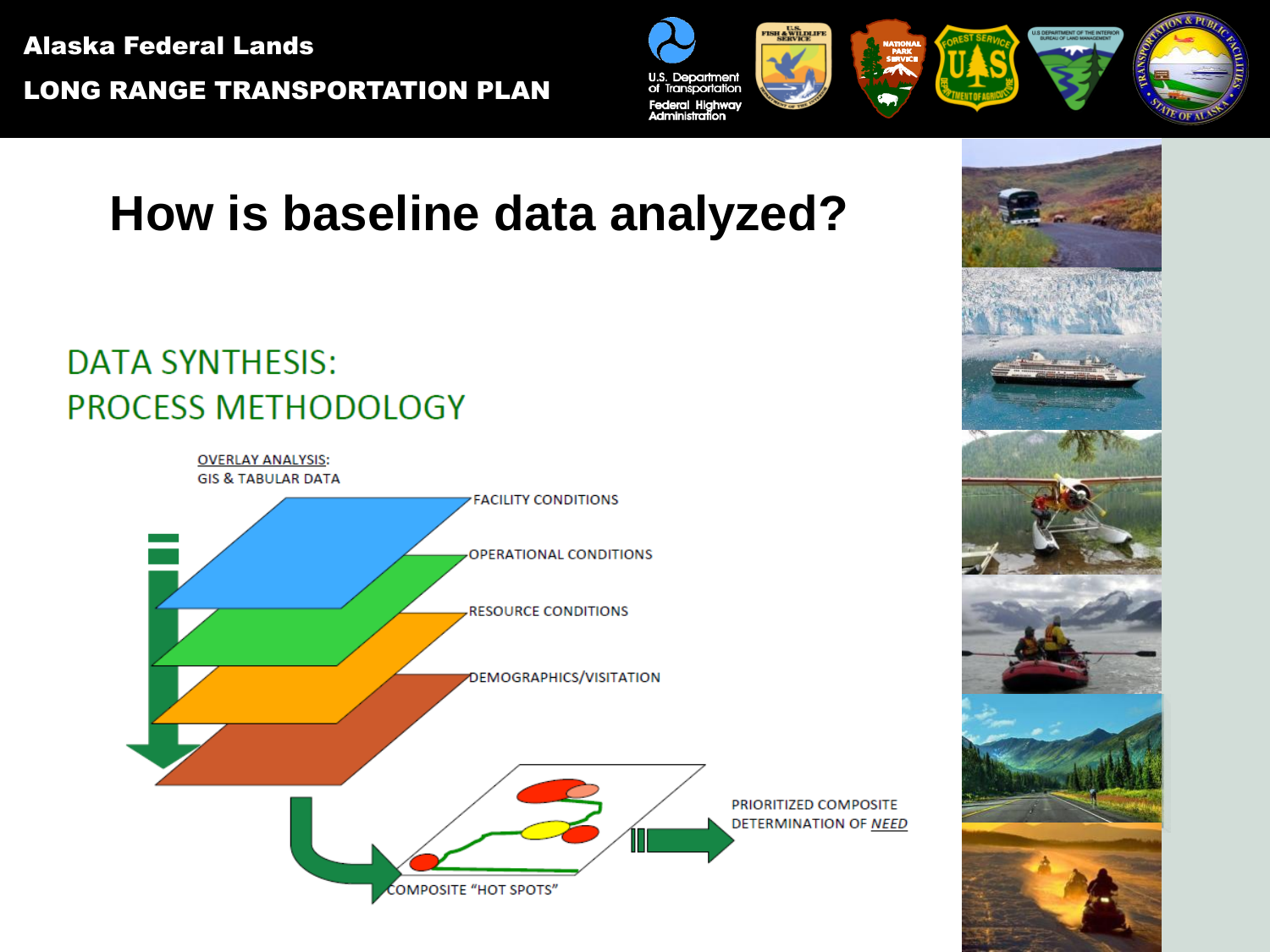# How is baseline data analyzed?

## DATA SYNTHESIS: PROCESS METHODOLOGY

OVERLAY ANALYSIS: GIS & TABULAR DATA

- FACILITY CONDITIONS
- OPERATIONAL CONDITIONS
- RESOURCE CONDITIONS
- DEMOGRAPHICS/VISITATION

COMPOSITE "HOT SPOTS"

PRIORITIZED COMPOSITE DETERMINATION OF *NEED*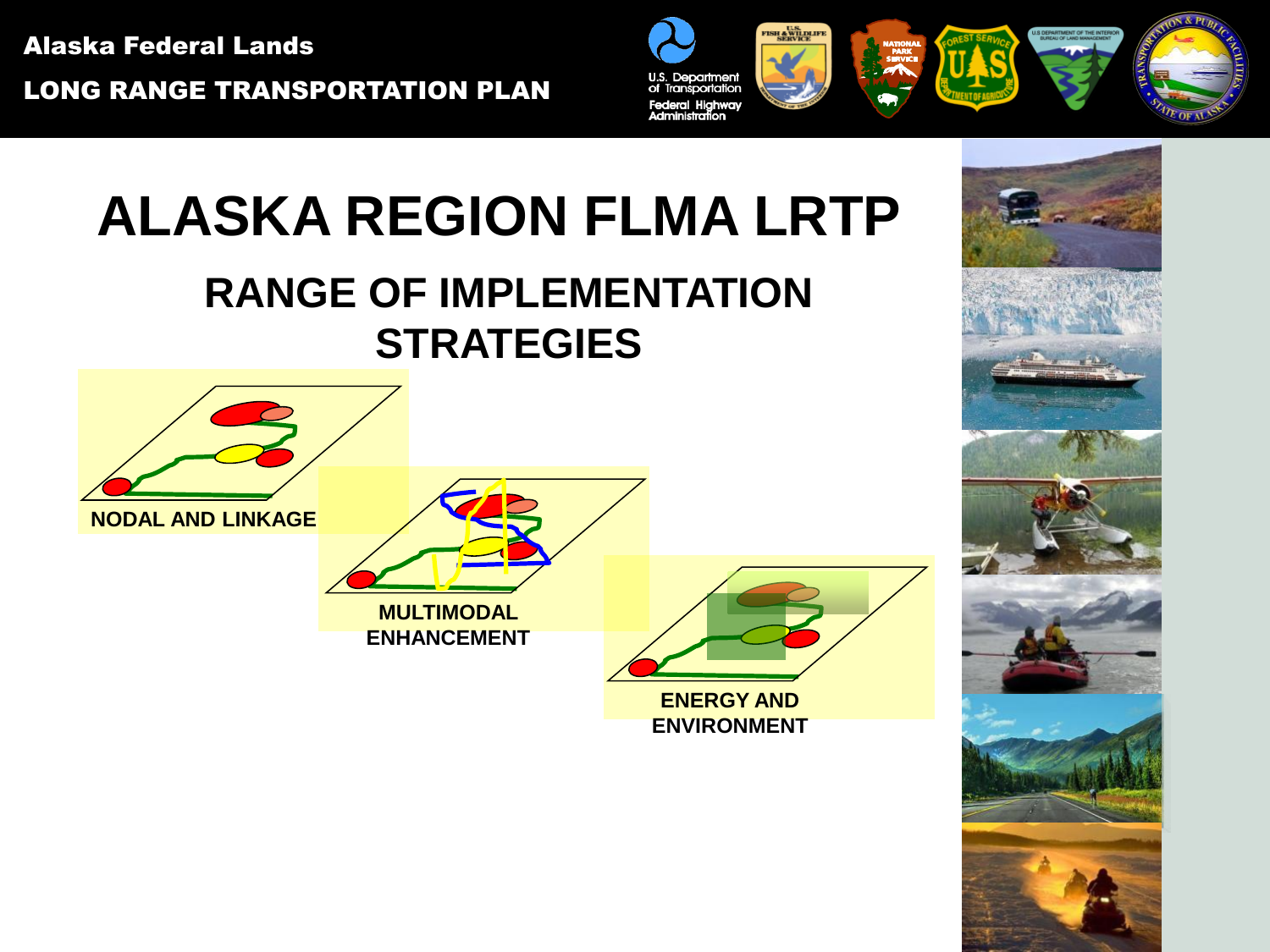# ALASKA REGION FLMA LRTP

## RANGE OF IMPLEMENTATION STRATEGIES

NODAL AND LINKAGE

MULTIMODAL ENHANCEMENT

ENERGY AND ENVIRONMENT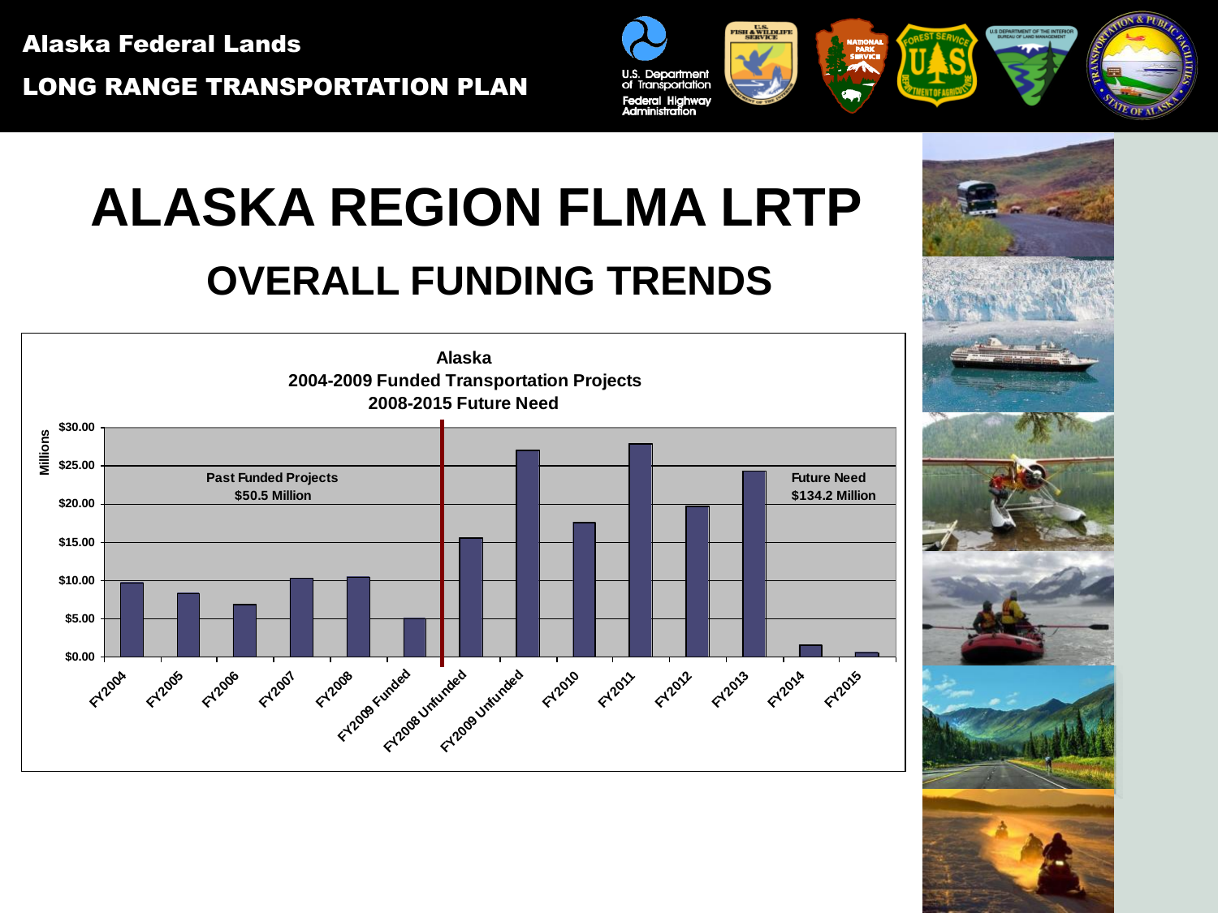# ALASKA REGION FLMA LRTP

## OVERALL FUNDING TRENDS

**Alaska**
**2004-2009 Funded Transportation Projects**
**2008-2015 Future Need**

Past Funded Projects
$50.5 Million

Future Need
$134.2 Million

| Fiscal Year | Millions (approx.) |
|---|---|
| FY2004 | $9.7 |
| FY2005 | $8.3 |
| FY2006 | $6.8 |
| FY2007 | $10.3 |
| FY2008 | $10.5 |
| FY2009 Funded | $5.0 |
| FY2008 Unfunded | $15.6 |
| FY2009 Unfunded | $27.0 |
| FY2010 | $17.6 |
| FY2011 | $27.9 |
| FY2012 | $19.7 |
| FY2013 | $24.3 |
| FY2014 | $1.5 |
| FY2015 | $0.5 |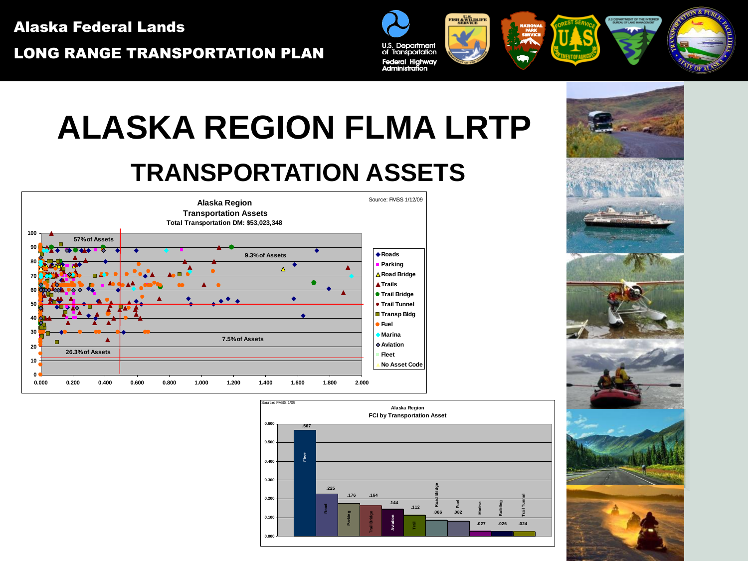Alaska Federal Lands

LONG RANGE TRANSPORTATION PLAN

# ALASKA REGION FLMA LRTP

## TRANSPORTATION ASSETS

Alaska Region
Transportation Assets
Total Transportation DM: $53,023,348

Source: FMSS 1/12/09

57% of Assets

9.3% of Assets

7.5% of Assets

26.3% of Assets

100
90
80
70
60
50
40
30
20
10
0

0.000 0.200 0.400 0.600 0.800 1.000 1.200 1.400 1.600 1.800 2.000

Roads
Parking
Road Bridge
Trails
Trail Bridge
Trail Tunnel
Transp Bldg
Fuel
Marina
Aviation
Fleet
No Asset Code

Source: FMSS 1/09

Alaska Region
FCI by Transportation Asset

0.600
0.500
0.400
0.300
0.200
0.100
0.000

.567 Fleet
.225 Road
.176 Parking
.164 Trail Bridge
.144 Aviation
.112 Trail
.086 Road Bridge
.082 Fuel
.027 Marina
.026 Building
.024 Trail Tunnel